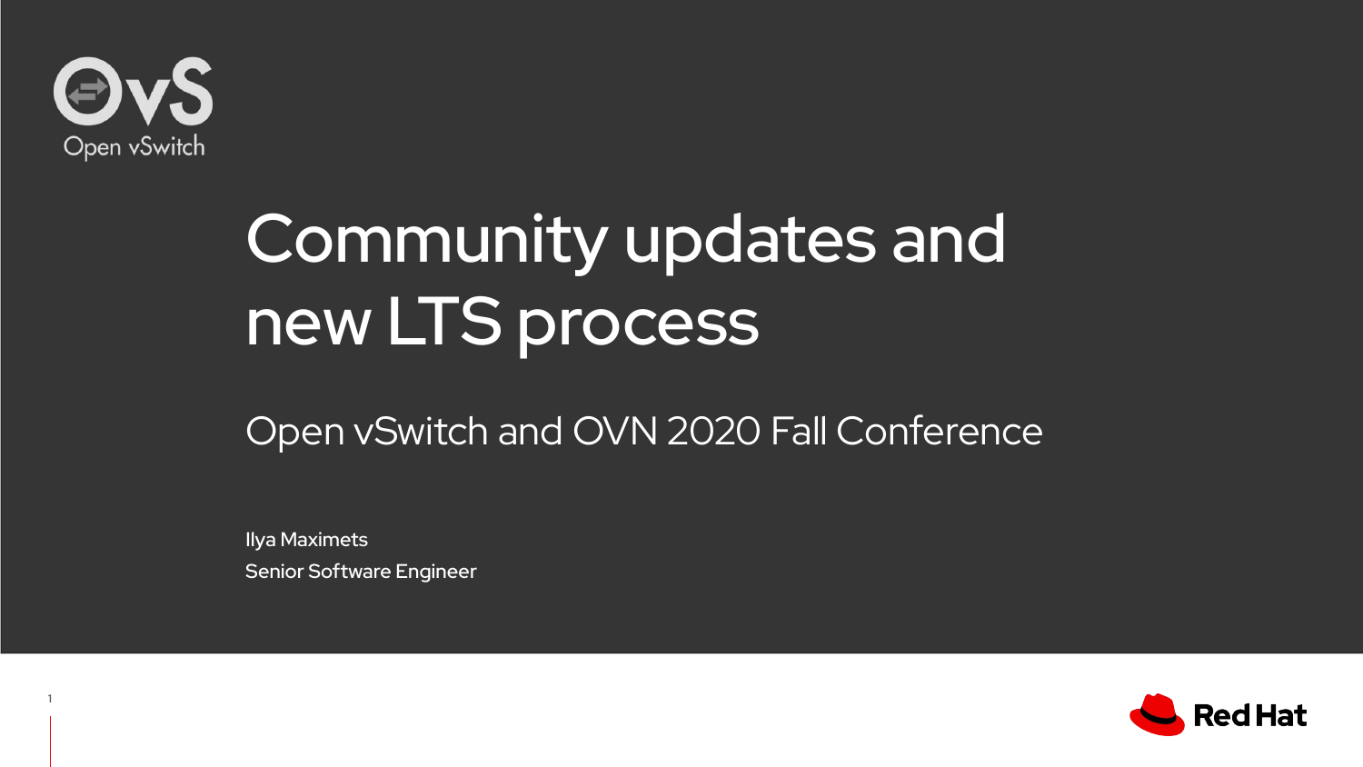# Community updates and new LTS process

## Open vSwitch and OVN 2020 Fall Conference

Ilya Maximets
Senior Software Engineer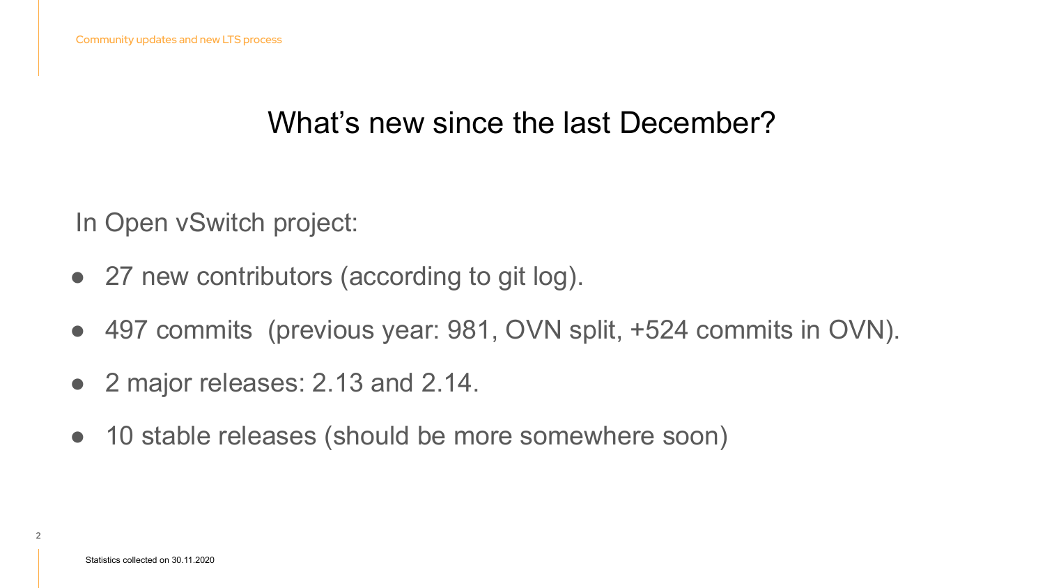# What's new since the last December?

In Open vSwitch project:

- 27 new contributors (according to git log).
- 497 commits (previous year: 981, OVN split, +524 commits in OVN).
- 2 major releases: 2.13 and 2.14.
- 10 stable releases (should be more somewhere soon)

Statistics collected on 30.11.2020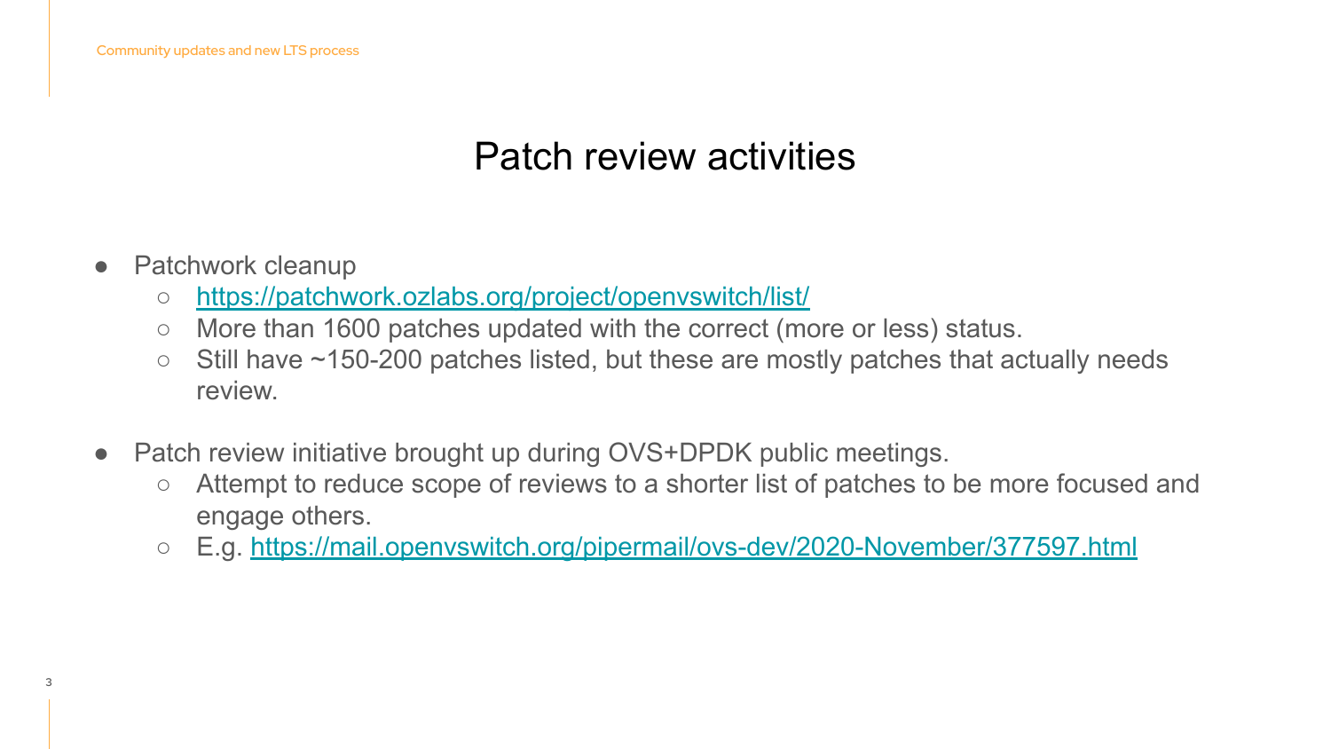# Patch review activities

- Patchwork cleanup
  - https://patchwork.ozlabs.org/project/openvswitch/list/
  - More than 1600 patches updated with the correct (more or less) status.
  - Still have ~150-200 patches listed, but these are mostly patches that actually needs review.

- Patch review initiative brought up during OVS+DPDK public meetings.
  - Attempt to reduce scope of reviews to a shorter list of patches to be more focused and engage others.
  - E.g. https://mail.openvswitch.org/pipermail/ovs-dev/2020-November/377597.html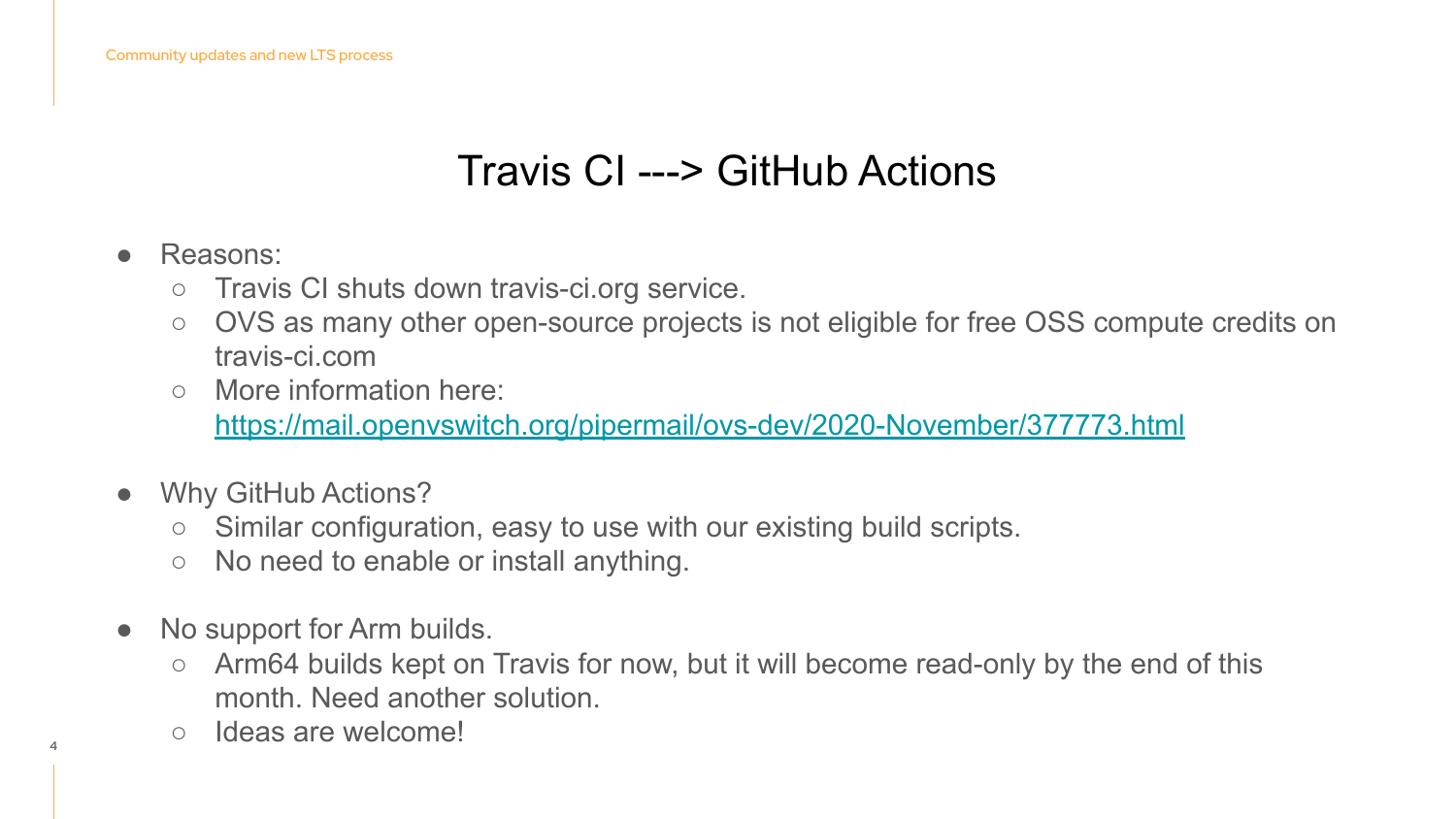# Travis CI ---> GitHub Actions

- Reasons:
  - Travis CI shuts down travis-ci.org service.
  - OVS as many other open-source projects is not eligible for free OSS compute credits on travis-ci.com
  - More information here: https://mail.openvswitch.org/pipermail/ovs-dev/2020-November/377773.html

- Why GitHub Actions?
  - Similar configuration, easy to use with our existing build scripts.
  - No need to enable or install anything.

- No support for Arm builds.
  - Arm64 builds kept on Travis for now, but it will become read-only by the end of this month. Need another solution.
  - Ideas are welcome!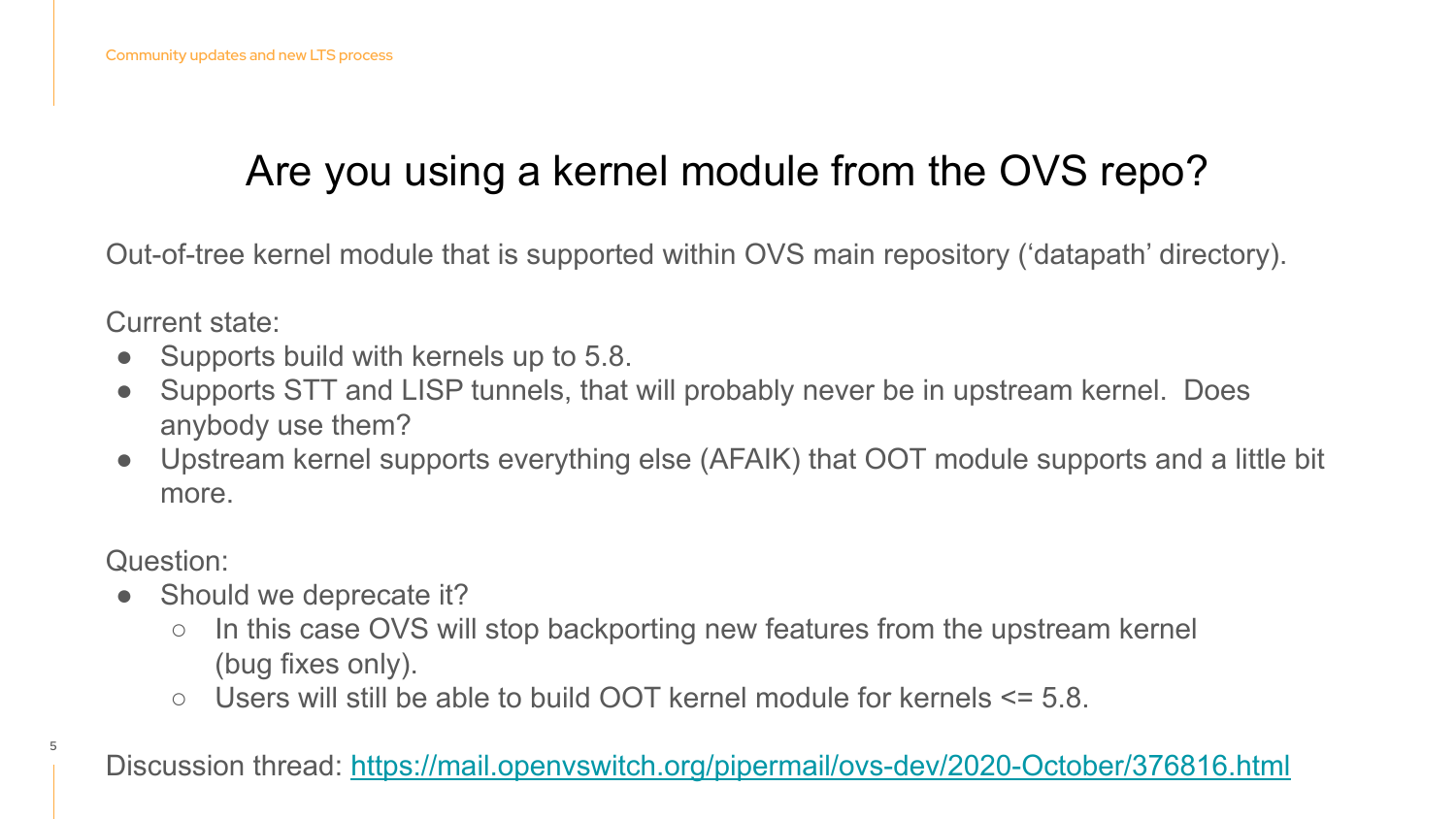# Are you using a kernel module from the OVS repo?

Out-of-tree kernel module that is supported within OVS main repository (‘datapath’ directory).

Current state:

- Supports build with kernels up to 5.8.
- Supports STT and LISP tunnels, that will probably never be in upstream kernel.  Does anybody use them?
- Upstream kernel supports everything else (AFAIK) that OOT module supports and a little bit more.

Question:

- Should we deprecate it?
  - In this case OVS will stop backporting new features from the upstream kernel (bug fixes only).
  - Users will still be able to build OOT kernel module for kernels <= 5.8.

Discussion thread: [https://mail.openvswitch.org/pipermail/ovs-dev/2020-October/376816.html](https://mail.openvswitch.org/pipermail/ovs-dev/2020-October/376816.html)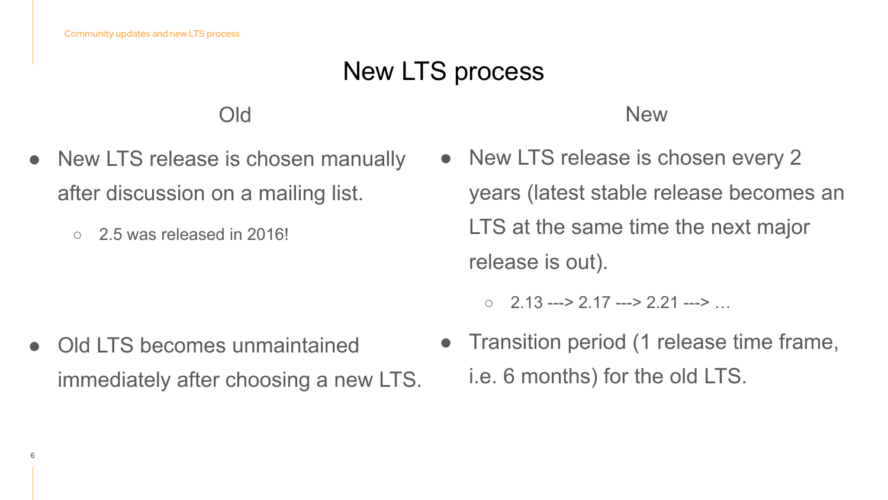# New LTS process

## Old

- New LTS release is chosen manually after discussion on a mailing list.
  - 2.5 was released in 2016!
- Old LTS becomes unmaintained immediately after choosing a new LTS.

## New

- New LTS release is chosen every 2 years (latest stable release becomes an LTS at the same time the next major release is out).
  - 2.13 ---> 2.17 ---> 2.21 ---> …
- Transition period (1 release time frame, i.e. 6 months) for the old LTS.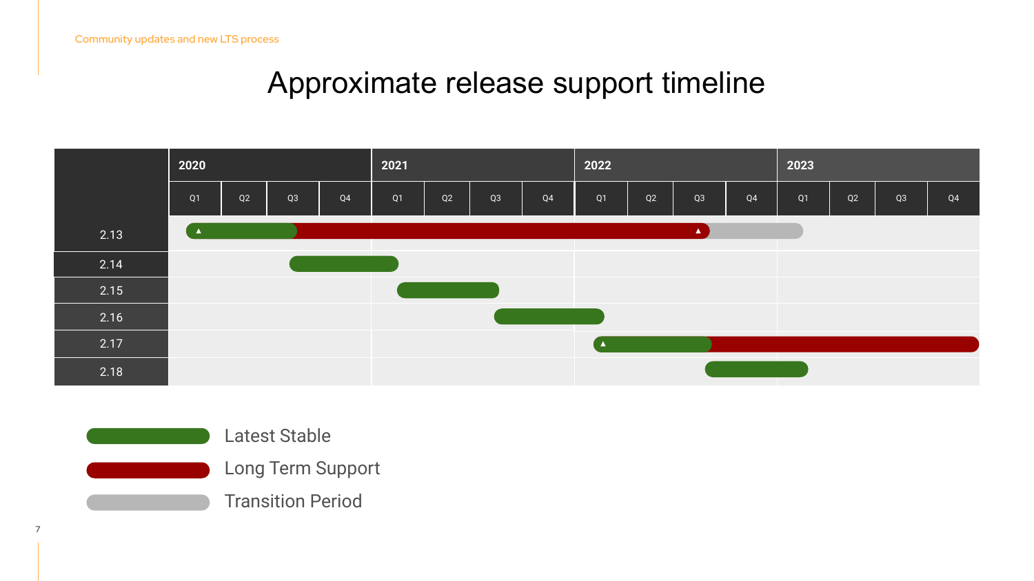Community updates and new LTS process

# Approximate release support timeline

| | 2020 | | | | 2021 | | | | 2022 | | | | 2023 | | | |
|---|---|---|---|---|---|---|---|---|---|---|---|---|---|---|---|---|
| | Q1 | Q2 | Q3 | Q4 | Q1 | Q2 | Q3 | Q4 | Q1 | Q2 | Q3 | Q4 | Q1 | Q2 | Q3 | Q4 |
| 2.13 | | | | | | | | | | | | | | | | |
| 2.14 | | | | | | | | | | | | | | | | |
| 2.15 | | | | | | | | | | | | | | | | |
| 2.16 | | | | | | | | | | | | | | | | |
| 2.17 | | | | | | | | | | | | | | | | |
| 2.18 | | | | | | | | | | | | | | | | |

- Latest Stable
- Long Term Support
- Transition Period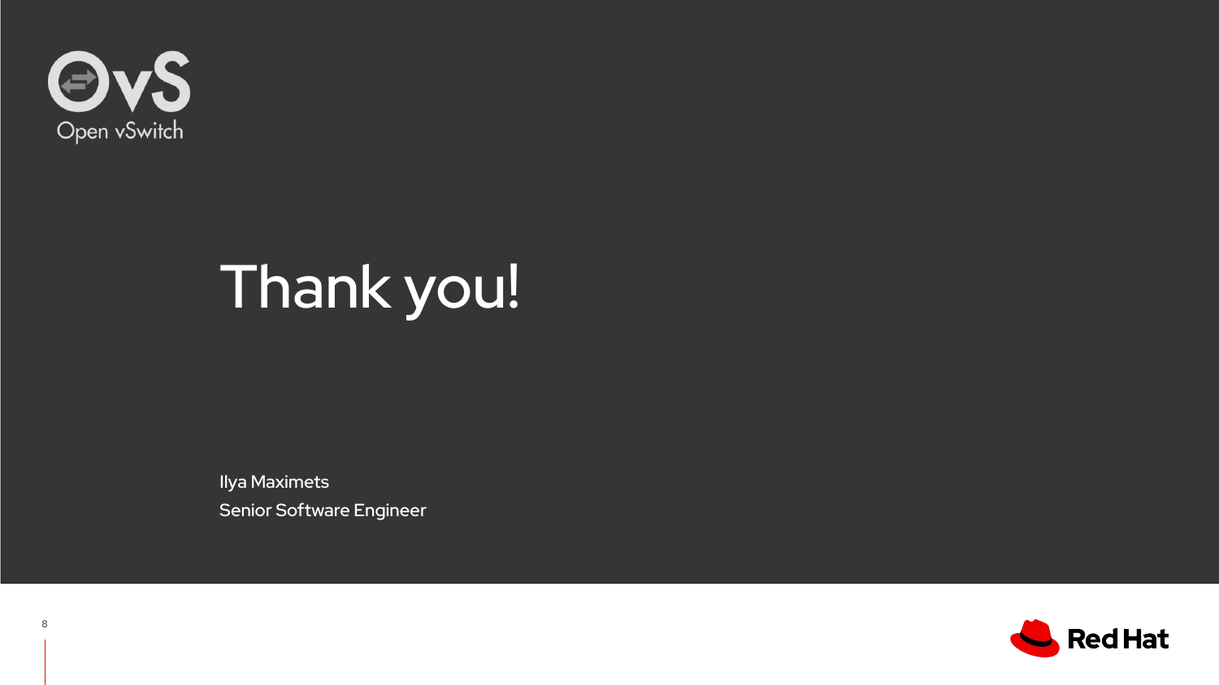Open vSwitch

# Thank you!

Ilya Maximets

Senior Software Engineer

Red Hat